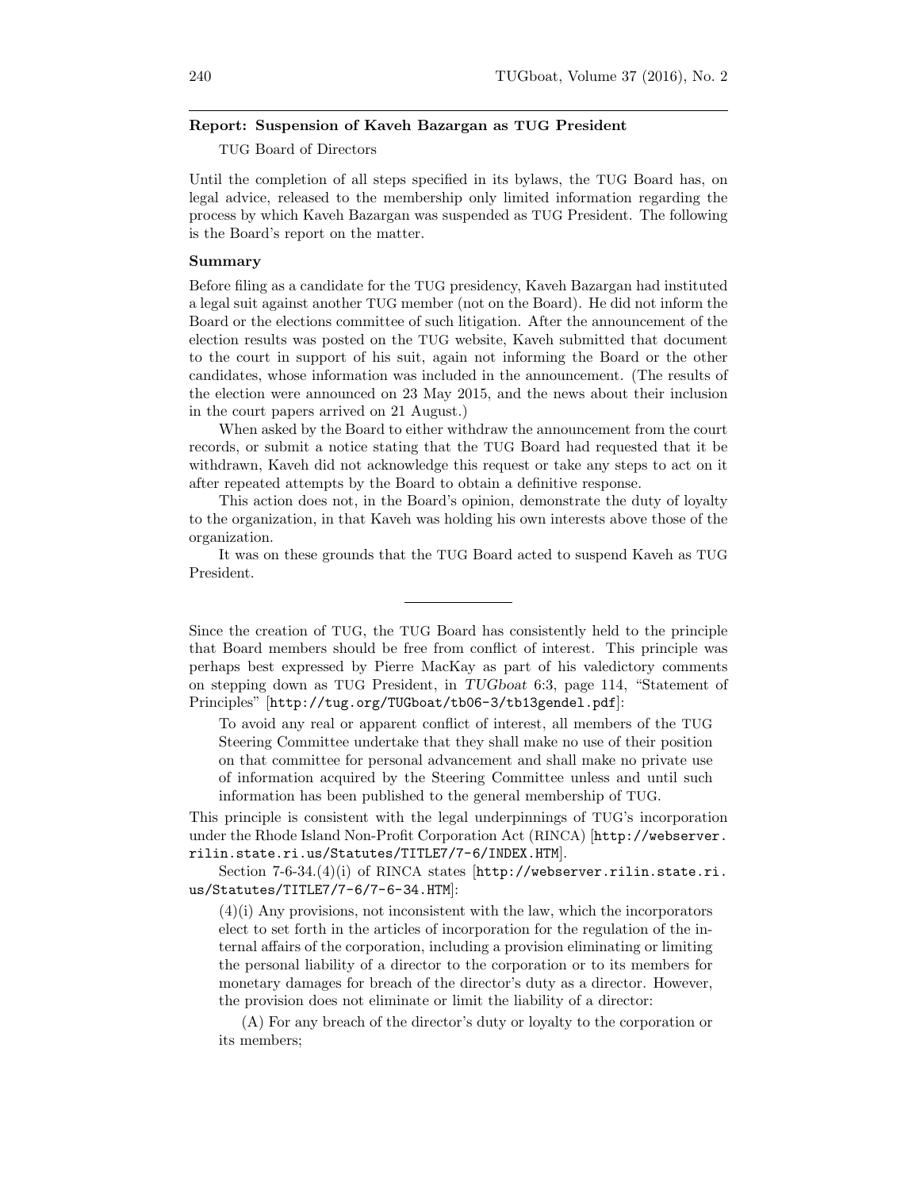## Report: Suspension of Kaveh Bazargan as TUG President

TUG Board of Directors

Until the completion of all steps specified in its bylaws, the TUG Board has, on legal advice, released to the membership only limited information regarding the process by which Kaveh Bazargan was suspended as TUG President. The following is the Board's report on the matter.

### Summary

Before filing as a candidate for the TUG presidency, Kaveh Bazargan had instituted a legal suit against another TUG member (not on the Board). He did not inform the Board or the elections committee of such litigation. After the announcement of the election results was posted on the TUG website, Kaveh submitted that document to the court in support of his suit, again not informing the Board or the other candidates, whose information was included in the announcement. (The results of the election were announced on 23 May 2015, and the news about their inclusion in the court papers arrived on 21 August.)

When asked by the Board to either withdraw the announcement from the court records, or submit a notice stating that the TUG Board had requested that it be withdrawn, Kaveh did not acknowledge this request or take any steps to act on it after repeated attempts by the Board to obtain a definitive response.

This action does not, in the Board's opinion, demonstrate the duty of loyalty to the organization, in that Kaveh was holding his own interests above those of the organization.

It was on these grounds that the TUG Board acted to suspend Kaveh as TUG President.

---

Since the creation of TUG, the TUG Board has consistently held to the principle that Board members should be free from conflict of interest. This principle was perhaps best expressed by Pierre MacKay as part of his valedictory comments on stepping down as TUG President, in *TUGboat* 6:3, page 114, "Statement of Principles" [`http://tug.org/TUGboat/tb06-3/tb13gendel.pdf`]:

> To avoid any real or apparent conflict of interest, all members of the TUG Steering Committee undertake that they shall make no use of their position on that committee for personal advancement and shall make no private use of information acquired by the Steering Committee unless and until such information has been published to the general membership of TUG.

This principle is consistent with the legal underpinnings of TUG's incorporation under the Rhode Island Non-Profit Corporation Act (RINCA) [`http://webserver.rilin.state.ri.us/Statutes/TITLE7/7-6/INDEX.HTM`].

Section 7-6-34.(4)(i) of RINCA states [`http://webserver.rilin.state.ri.us/Statutes/TITLE7/7-6/7-6-34.HTM`]:

> (4)(i) Any provisions, not inconsistent with the law, which the incorporators elect to set forth in the articles of incorporation for the regulation of the internal affairs of the corporation, including a provision eliminating or limiting the personal liability of a director to the corporation or to its members for monetary damages for breach of the director's duty as a director. However, the provision does not eliminate or limit the liability of a director:
>
> (A) For any breach of the director's duty or loyalty to the corporation or its members;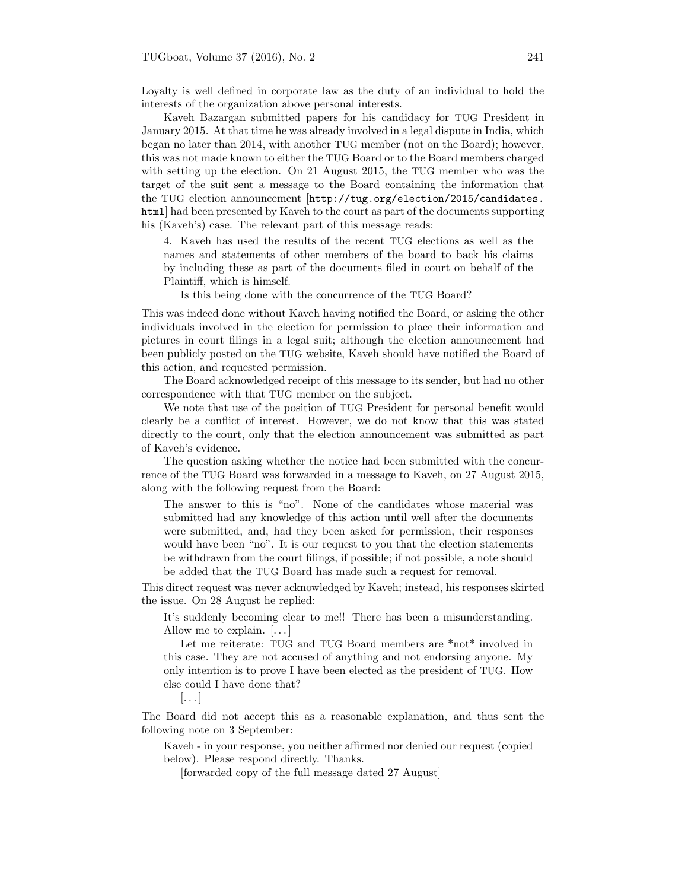Loyalty is well defined in corporate law as the duty of an individual to hold the interests of the organization above personal interests.

Kaveh Bazargan submitted papers for his candidacy for TUG President in January 2015. At that time he was already involved in a legal dispute in India, which began no later than 2014, with another TUG member (not on the Board); however, this was not made known to either the TUG Board or to the Board members charged with setting up the election. On 21 August 2015, the TUG member who was the target of the suit sent a message to the Board containing the information that the TUG election announcement [http://tug.org/election/2015/candidates.html] had been presented by Kaveh to the court as part of the documents supporting his (Kaveh's) case. The relevant part of this message reads:

> 4. Kaveh has used the results of the recent TUG elections as well as the names and statements of other members of the board to back his claims by including these as part of the documents filed in court on behalf of the Plaintiff, which is himself.
>
> Is this being done with the concurrence of the TUG Board?

This was indeed done without Kaveh having notified the Board, or asking the other individuals involved in the election for permission to place their information and pictures in court filings in a legal suit; although the election announcement had been publicly posted on the TUG website, Kaveh should have notified the Board of this action, and requested permission.

The Board acknowledged receipt of this message to its sender, but had no other correspondence with that TUG member on the subject.

We note that use of the position of TUG President for personal benefit would clearly be a conflict of interest. However, we do not know that this was stated directly to the court, only that the election announcement was submitted as part of Kaveh's evidence.

The question asking whether the notice had been submitted with the concurrence of the TUG Board was forwarded in a message to Kaveh, on 27 August 2015, along with the following request from the Board:

> The answer to this is "no". None of the candidates whose material was submitted had any knowledge of this action until well after the documents were submitted, and, had they been asked for permission, their responses would have been "no". It is our request to you that the election statements be withdrawn from the court filings, if possible; if not possible, a note should be added that the TUG Board has made such a request for removal.

This direct request was never acknowledged by Kaveh; instead, his responses skirted the issue. On 28 August he replied:

> It's suddenly becoming clear to me!! There has been a misunderstanding. Allow me to explain. [...]
>
> Let me reiterate: TUG and TUG Board members are *not* involved in this case. They are not accused of anything and not endorsing anyone. My only intention is to prove I have been elected as the president of TUG. How else could I have done that?
>
> [...]

The Board did not accept this as a reasonable explanation, and thus sent the following note on 3 September:

> Kaveh - in your response, you neither affirmed nor denied our request (copied below). Please respond directly. Thanks.
>
> [forwarded copy of the full message dated 27 August]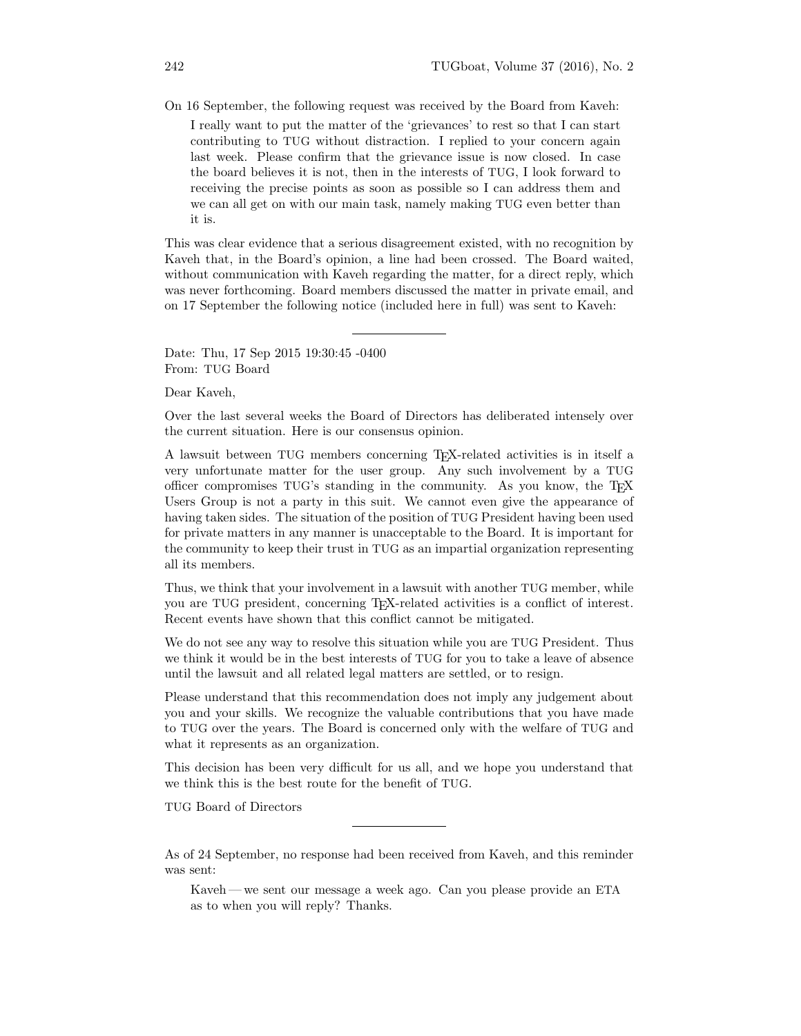On 16 September, the following request was received by the Board from Kaveh:

> I really want to put the matter of the 'grievances' to rest so that I can start contributing to TUG without distraction. I replied to your concern again last week. Please confirm that the grievance issue is now closed. In case the board believes it is not, then in the interests of TUG, I look forward to receiving the precise points as soon as possible so I can address them and we can all get on with our main task, namely making TUG even better than it is.

This was clear evidence that a serious disagreement existed, with no recognition by Kaveh that, in the Board's opinion, a line had been crossed. The Board waited, without communication with Kaveh regarding the matter, for a direct reply, which was never forthcoming. Board members discussed the matter in private email, and on 17 September the following notice (included here in full) was sent to Kaveh:

---

Date: Thu, 17 Sep 2015 19:30:45 -0400
From: TUG Board

Dear Kaveh,

Over the last several weeks the Board of Directors has deliberated intensely over the current situation. Here is our consensus opinion.

A lawsuit between TUG members concerning TeX-related activities is in itself a very unfortunate matter for the user group. Any such involvement by a TUG officer compromises TUG's standing in the community. As you know, the TeX Users Group is not a party in this suit. We cannot even give the appearance of having taken sides. The situation of the position of TUG President having been used for private matters in any manner is unacceptable to the Board. It is important for the community to keep their trust in TUG as an impartial organization representing all its members.

Thus, we think that your involvement in a lawsuit with another TUG member, while you are TUG president, concerning TeX-related activities is a conflict of interest. Recent events have shown that this conflict cannot be mitigated.

We do not see any way to resolve this situation while you are TUG President. Thus we think it would be in the best interests of TUG for you to take a leave of absence until the lawsuit and all related legal matters are settled, or to resign.

Please understand that this recommendation does not imply any judgement about you and your skills. We recognize the valuable contributions that you have made to TUG over the years. The Board is concerned only with the welfare of TUG and what it represents as an organization.

This decision has been very difficult for us all, and we hope you understand that we think this is the best route for the benefit of TUG.

TUG Board of Directors

---

As of 24 September, no response had been received from Kaveh, and this reminder was sent:

> Kaveh — we sent our message a week ago. Can you please provide an ETA as to when you will reply? Thanks.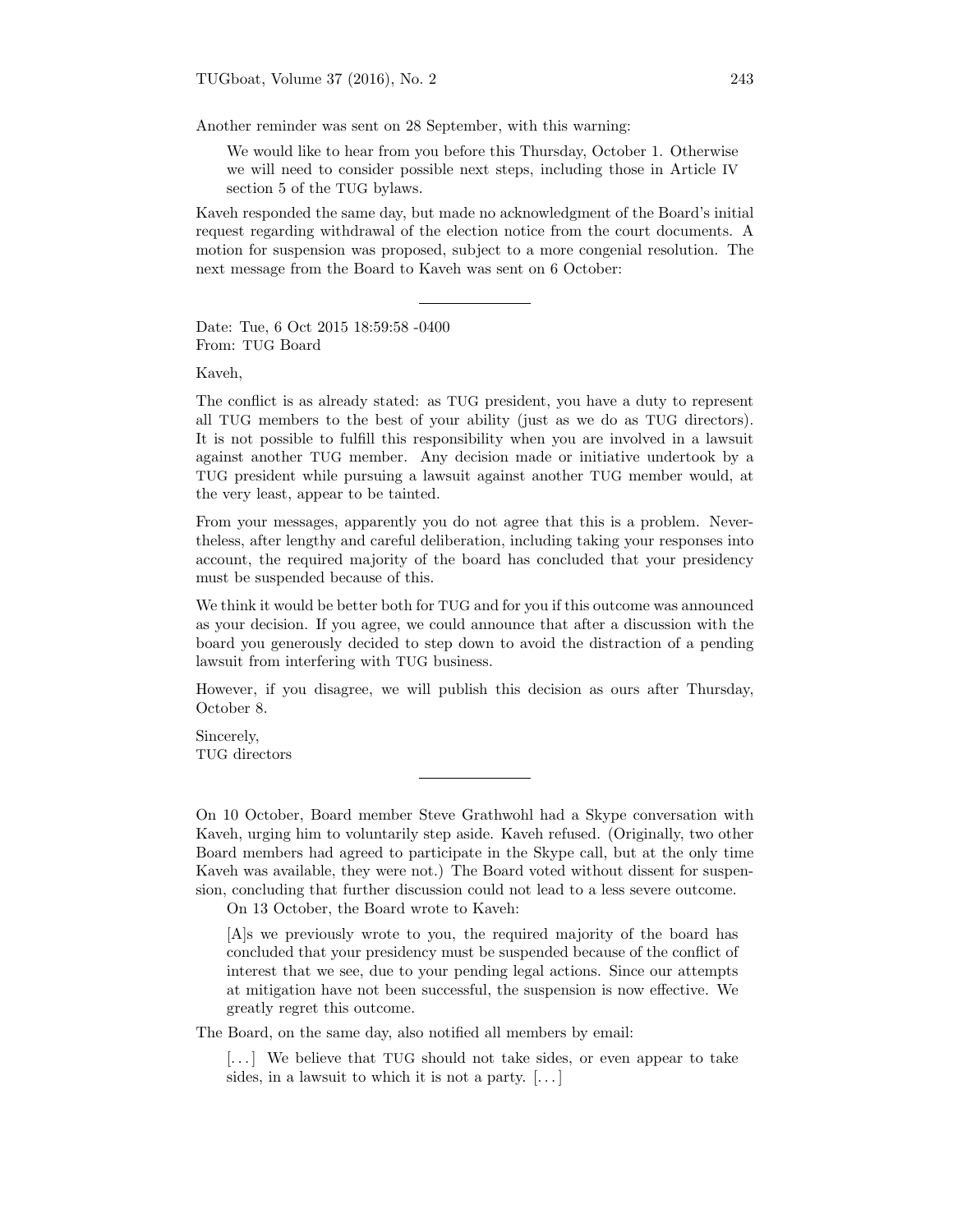Another reminder was sent on 28 September, with this warning:

> We would like to hear from you before this Thursday, October 1. Otherwise we will need to consider possible next steps, including those in Article IV section 5 of the TUG bylaws.

Kaveh responded the same day, but made no acknowledgment of the Board's initial request regarding withdrawal of the election notice from the court documents. A motion for suspension was proposed, subject to a more congenial resolution. The next message from the Board to Kaveh was sent on 6 October:

---

Date: Tue, 6 Oct 2015 18:59:58 -0400
From: TUG Board

Kaveh,

The conflict is as already stated: as TUG president, you have a duty to represent all TUG members to the best of your ability (just as we do as TUG directors). It is not possible to fulfill this responsibility when you are involved in a lawsuit against another TUG member. Any decision made or initiative undertook by a TUG president while pursuing a lawsuit against another TUG member would, at the very least, appear to be tainted.

From your messages, apparently you do not agree that this is a problem. Nevertheless, after lengthy and careful deliberation, including taking your responses into account, the required majority of the board has concluded that your presidency must be suspended because of this.

We think it would be better both for TUG and for you if this outcome was announced as your decision. If you agree, we could announce that after a discussion with the board you generously decided to step down to avoid the distraction of a pending lawsuit from interfering with TUG business.

However, if you disagree, we will publish this decision as ours after Thursday, October 8.

Sincerely,
TUG directors

---

On 10 October, Board member Steve Grathwohl had a Skype conversation with Kaveh, urging him to voluntarily step aside. Kaveh refused. (Originally, two other Board members had agreed to participate in the Skype call, but at the only time Kaveh was available, they were not.) The Board voted without dissent for suspension, concluding that further discussion could not lead to a less severe outcome.

On 13 October, the Board wrote to Kaveh:

> [A]s we previously wrote to you, the required majority of the board has concluded that your presidency must be suspended because of the conflict of interest that we see, due to your pending legal actions. Since our attempts at mitigation have not been successful, the suspension is now effective. We greatly regret this outcome.

The Board, on the same day, also notified all members by email:

> [...] We believe that TUG should not take sides, or even appear to take sides, in a lawsuit to which it is not a party. [...]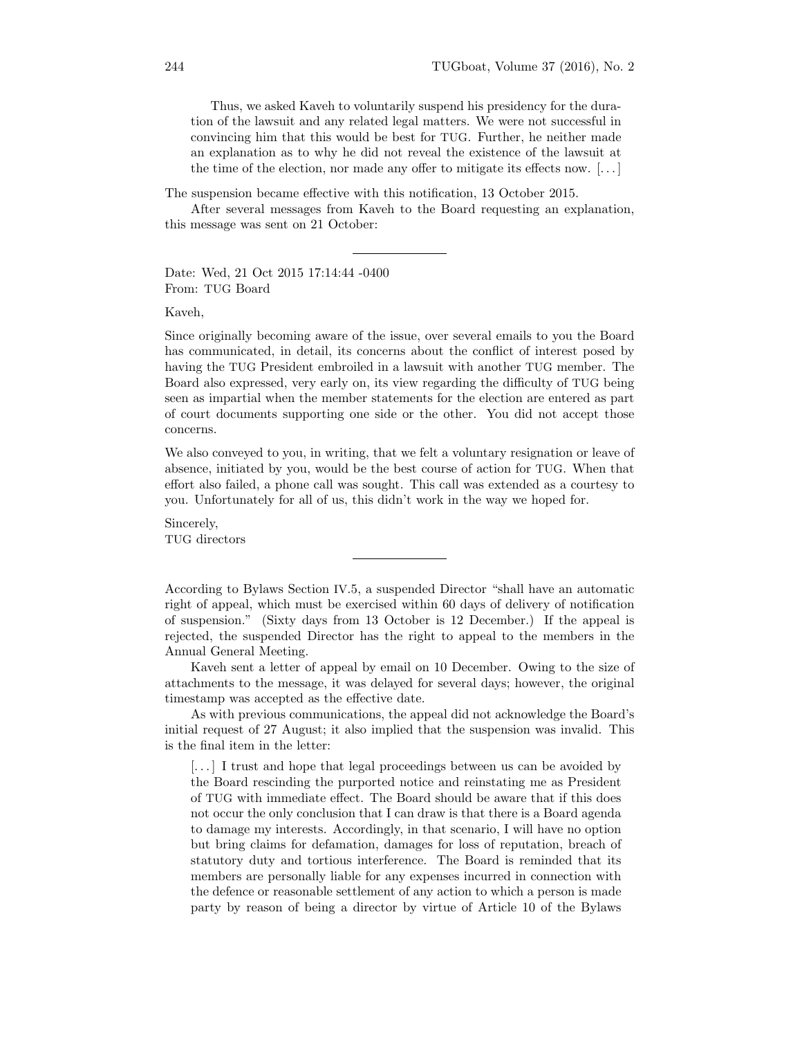> Thus, we asked Kaveh to voluntarily suspend his presidency for the duration of the lawsuit and any related legal matters. We were not successful in convincing him that this would be best for TUG. Further, he neither made an explanation as to why he did not reveal the existence of the lawsuit at the time of the election, nor made any offer to mitigate its effects now. [...]

The suspension became effective with this notification, 13 October 2015.

After several messages from Kaveh to the Board requesting an explanation, this message was sent on 21 October:

---

Date: Wed, 21 Oct 2015 17:14:44 -0400
From: TUG Board

Kaveh,

Since originally becoming aware of the issue, over several emails to you the Board has communicated, in detail, its concerns about the conflict of interest posed by having the TUG President embroiled in a lawsuit with another TUG member. The Board also expressed, very early on, its view regarding the difficulty of TUG being seen as impartial when the member statements for the election are entered as part of court documents supporting one side or the other. You did not accept those concerns.

We also conveyed to you, in writing, that we felt a voluntary resignation or leave of absence, initiated by you, would be the best course of action for TUG. When that effort also failed, a phone call was sought. This call was extended as a courtesy to you. Unfortunately for all of us, this didn't work in the way we hoped for.

Sincerely,
TUG directors

---

According to Bylaws Section IV.5, a suspended Director "shall have an automatic right of appeal, which must be exercised within 60 days of delivery of notification of suspension." (Sixty days from 13 October is 12 December.) If the appeal is rejected, the suspended Director has the right to appeal to the members in the Annual General Meeting.

Kaveh sent a letter of appeal by email on 10 December. Owing to the size of attachments to the message, it was delayed for several days; however, the original timestamp was accepted as the effective date.

As with previous communications, the appeal did not acknowledge the Board's initial request of 27 August; it also implied that the suspension was invalid. This is the final item in the letter:

> [...] I trust and hope that legal proceedings between us can be avoided by the Board rescinding the purported notice and reinstating me as President of TUG with immediate effect. The Board should be aware that if this does not occur the only conclusion that I can draw is that there is a Board agenda to damage my interests. Accordingly, in that scenario, I will have no option but bring claims for defamation, damages for loss of reputation, breach of statutory duty and tortious interference. The Board is reminded that its members are personally liable for any expenses incurred in connection with the defence or reasonable settlement of any action to which a person is made party by reason of being a director by virtue of Article 10 of the Bylaws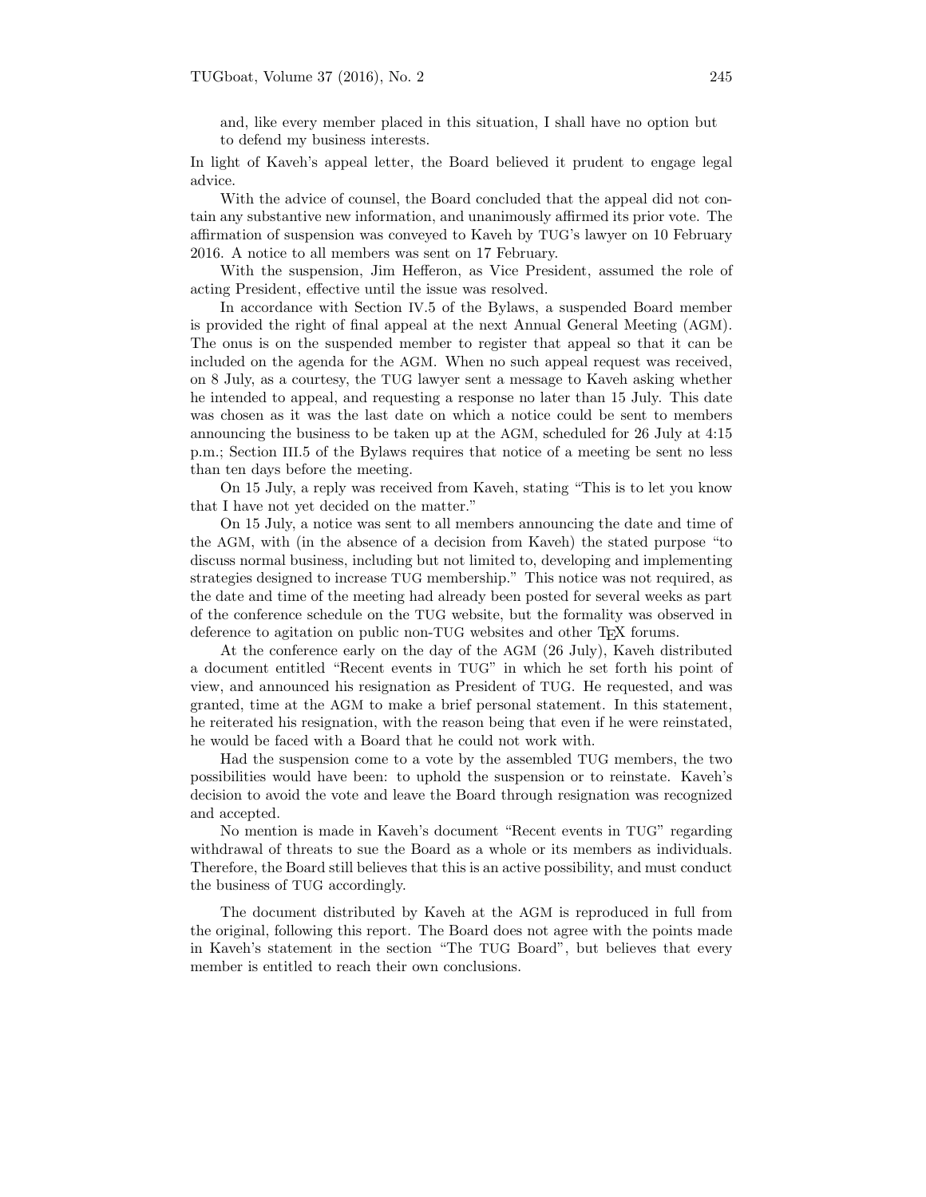and, like every member placed in this situation, I shall have no option but to defend my business interests.

In light of Kaveh's appeal letter, the Board believed it prudent to engage legal advice.

With the advice of counsel, the Board concluded that the appeal did not contain any substantive new information, and unanimously affirmed its prior vote. The affirmation of suspension was conveyed to Kaveh by TUG's lawyer on 10 February 2016. A notice to all members was sent on 17 February.

With the suspension, Jim Hefferon, as Vice President, assumed the role of acting President, effective until the issue was resolved.

In accordance with Section IV.5 of the Bylaws, a suspended Board member is provided the right of final appeal at the next Annual General Meeting (AGM). The onus is on the suspended member to register that appeal so that it can be included on the agenda for the AGM. When no such appeal request was received, on 8 July, as a courtesy, the TUG lawyer sent a message to Kaveh asking whether he intended to appeal, and requesting a response no later than 15 July. This date was chosen as it was the last date on which a notice could be sent to members announcing the business to be taken up at the AGM, scheduled for 26 July at 4:15 p.m.; Section III.5 of the Bylaws requires that notice of a meeting be sent no less than ten days before the meeting.

On 15 July, a reply was received from Kaveh, stating "This is to let you know that I have not yet decided on the matter."

On 15 July, a notice was sent to all members announcing the date and time of the AGM, with (in the absence of a decision from Kaveh) the stated purpose "to discuss normal business, including but not limited to, developing and implementing strategies designed to increase TUG membership." This notice was not required, as the date and time of the meeting had already been posted for several weeks as part of the conference schedule on the TUG website, but the formality was observed in deference to agitation on public non-TUG websites and other TeX forums.

At the conference early on the day of the AGM (26 July), Kaveh distributed a document entitled "Recent events in TUG" in which he set forth his point of view, and announced his resignation as President of TUG. He requested, and was granted, time at the AGM to make a brief personal statement. In this statement, he reiterated his resignation, with the reason being that even if he were reinstated, he would be faced with a Board that he could not work with.

Had the suspension come to a vote by the assembled TUG members, the two possibilities would have been: to uphold the suspension or to reinstate. Kaveh's decision to avoid the vote and leave the Board through resignation was recognized and accepted.

No mention is made in Kaveh's document "Recent events in TUG" regarding withdrawal of threats to sue the Board as a whole or its members as individuals. Therefore, the Board still believes that this is an active possibility, and must conduct the business of TUG accordingly.

The document distributed by Kaveh at the AGM is reproduced in full from the original, following this report. The Board does not agree with the points made in Kaveh's statement in the section "The TUG Board", but believes that every member is entitled to reach their own conclusions.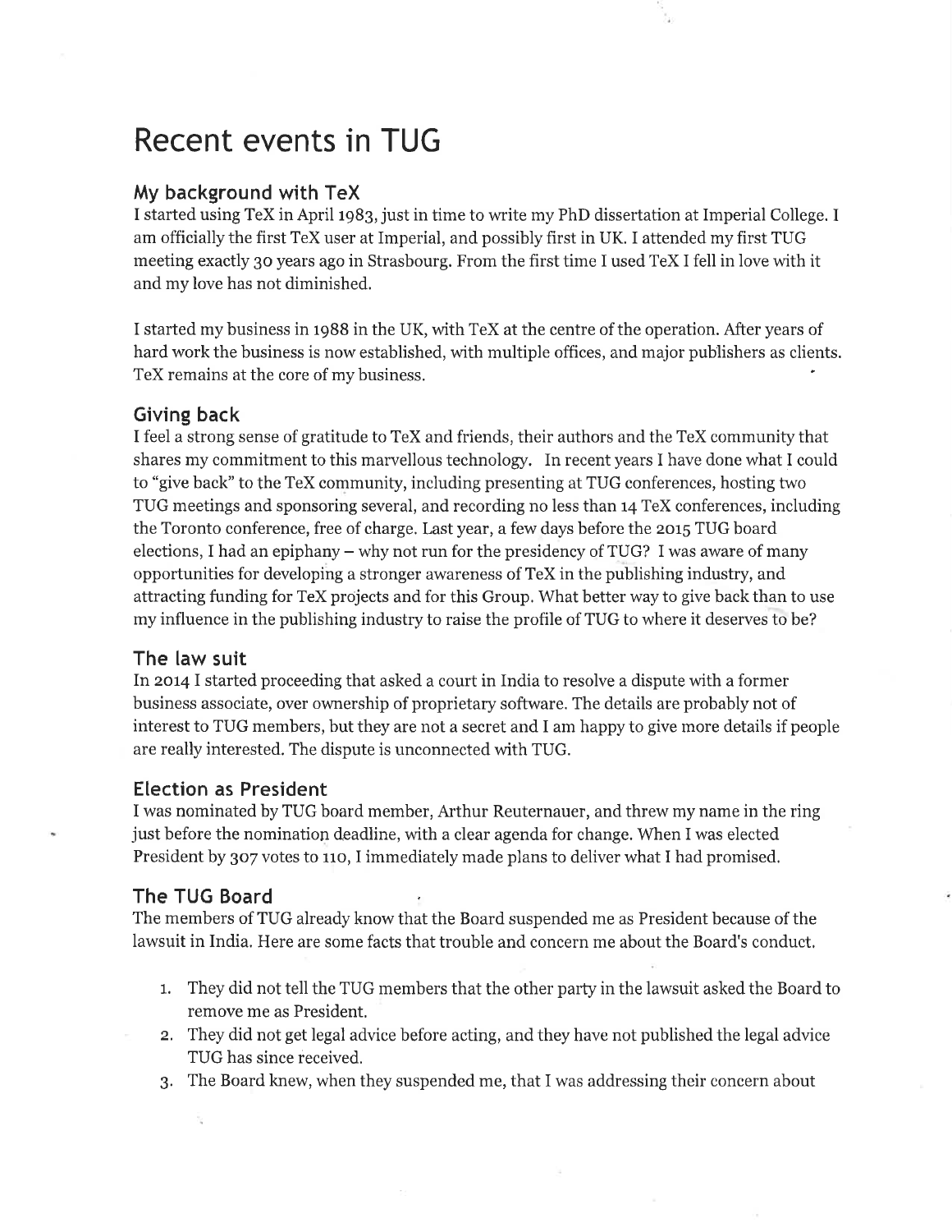# Recent events in TUG

## My background with TeX

I started using TeX in April 1983, just in time to write my PhD dissertation at Imperial College. I am officially the first TeX user at Imperial, and possibly first in UK. I attended my first TUG meeting exactly 30 years ago in Strasbourg. From the first time I used TeX I fell in love with it and my love has not diminished.

I started my business in 1988 in the UK, with TeX at the centre of the operation. After years of hard work the business is now established, with multiple offices, and major publishers as clients. TeX remains at the core of my business.

## Giving back

I feel a strong sense of gratitude to TeX and friends, their authors and the TeX community that shares my commitment to this marvellous technology. In recent years I have done what I could to "give back" to the TeX community, including presenting at TUG conferences, hosting two TUG meetings and sponsoring several, and recording no less than 14 TeX conferences, including the Toronto conference, free of charge. Last year, a few days before the 2015 TUG board elections, I had an epiphany – why not run for the presidency of TUG? I was aware of many opportunities for developing a stronger awareness of TeX in the publishing industry, and attracting funding for TeX projects and for this Group. What better way to give back than to use my influence in the publishing industry to raise the profile of TUG to where it deserves to be?

## The law suit

In 2014 I started proceeding that asked a court in India to resolve a dispute with a former business associate, over ownership of proprietary software. The details are probably not of interest to TUG members, but they are not a secret and I am happy to give more details if people are really interested. The dispute is unconnected with TUG.

## Election as President

I was nominated by TUG board member, Arthur Reuternauer, and threw my name in the ring just before the nomination deadline, with a clear agenda for change. When I was elected President by 307 votes to 110, I immediately made plans to deliver what I had promised.

## The TUG Board

The members of TUG already know that the Board suspended me as President because of the lawsuit in India. Here are some facts that trouble and concern me about the Board's conduct.

1. They did not tell the TUG members that the other party in the lawsuit asked the Board to remove me as President.
2. They did not get legal advice before acting, and they have not published the legal advice TUG has since received.
3. The Board knew, when they suspended me, that I was addressing their concern about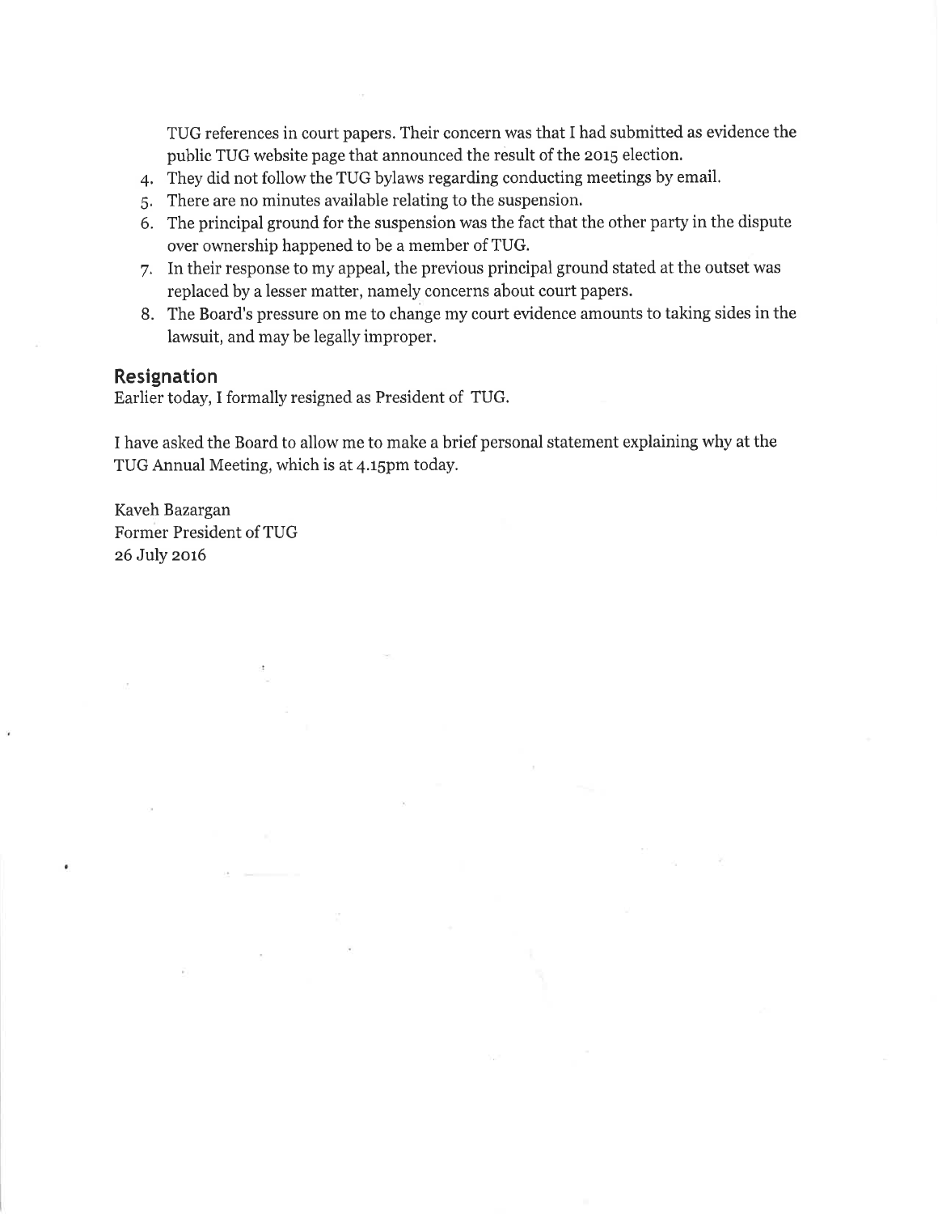TUG references in court papers. Their concern was that I had submitted as evidence the public TUG website page that announced the result of the 2015 election.

4. They did not follow the TUG bylaws regarding conducting meetings by email.
5. There are no minutes available relating to the suspension.
6. The principal ground for the suspension was the fact that the other party in the dispute over ownership happened to be a member of TUG.
7. In their response to my appeal, the previous principal ground stated at the outset was replaced by a lesser matter, namely concerns about court papers.
8. The Board's pressure on me to change my court evidence amounts to taking sides in the lawsuit, and may be legally improper.

## Resignation

Earlier today, I formally resigned as President of TUG.

I have asked the Board to allow me to make a brief personal statement explaining why at the TUG Annual Meeting, which is at 4.15pm today.

Kaveh Bazargan
Former President of TUG
26 July 2016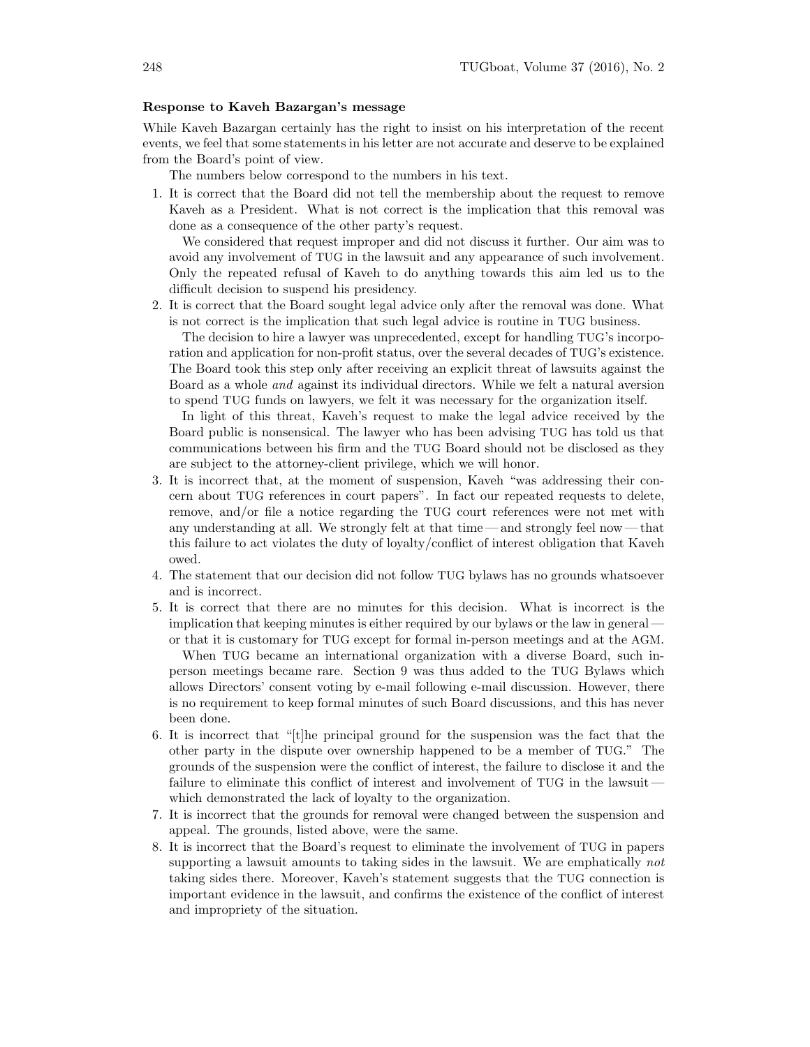**Response to Kaveh Bazargan's message**

While Kaveh Bazargan certainly has the right to insist on his interpretation of the recent events, we feel that some statements in his letter are not accurate and deserve to be explained from the Board's point of view.

The numbers below correspond to the numbers in his text.

1. It is correct that the Board did not tell the membership about the request to remove Kaveh as a President. What is not correct is the implication that this removal was done as a consequence of the other party's request.

   We considered that request improper and did not discuss it further. Our aim was to avoid any involvement of TUG in the lawsuit and any appearance of such involvement. Only the repeated refusal of Kaveh to do anything towards this aim led us to the difficult decision to suspend his presidency.

2. It is correct that the Board sought legal advice only after the removal was done. What is not correct is the implication that such legal advice is routine in TUG business.

   The decision to hire a lawyer was unprecedented, except for handling TUG's incorporation and application for non-profit status, over the several decades of TUG's existence. The Board took this step only after receiving an explicit threat of lawsuits against the Board as a whole *and* against its individual directors. While we felt a natural aversion to spend TUG funds on lawyers, we felt it was necessary for the organization itself.

   In light of this threat, Kaveh's request to make the legal advice received by the Board public is nonsensical. The lawyer who has been advising TUG has told us that communications between his firm and the TUG Board should not be disclosed as they are subject to the attorney-client privilege, which we will honor.

3. It is incorrect that, at the moment of suspension, Kaveh "was addressing their concern about TUG references in court papers". In fact our repeated requests to delete, remove, and/or file a notice regarding the TUG court references were not met with any understanding at all. We strongly felt at that time — and strongly feel now — that this failure to act violates the duty of loyalty/conflict of interest obligation that Kaveh owed.

4. The statement that our decision did not follow TUG bylaws has no grounds whatsoever and is incorrect.

5. It is correct that there are no minutes for this decision. What is incorrect is the implication that keeping minutes is either required by our bylaws or the law in general — or that it is customary for TUG except for formal in-person meetings and at the AGM.

   When TUG became an international organization with a diverse Board, such in-person meetings became rare. Section 9 was thus added to the TUG Bylaws which allows Directors' consent voting by e-mail following e-mail discussion. However, there is no requirement to keep formal minutes of such Board discussions, and this has never been done.

6. It is incorrect that "[t]he principal ground for the suspension was the fact that the other party in the dispute over ownership happened to be a member of TUG." The grounds of the suspension were the conflict of interest, the failure to disclose it and the failure to eliminate this conflict of interest and involvement of TUG in the lawsuit — which demonstrated the lack of loyalty to the organization.

7. It is incorrect that the grounds for removal were changed between the suspension and appeal. The grounds, listed above, were the same.

8. It is incorrect that the Board's request to eliminate the involvement of TUG in papers supporting a lawsuit amounts to taking sides in the lawsuit. We are emphatically *not* taking sides there. Moreover, Kaveh's statement suggests that the TUG connection is important evidence in the lawsuit, and confirms the existence of the conflict of interest and impropriety of the situation.